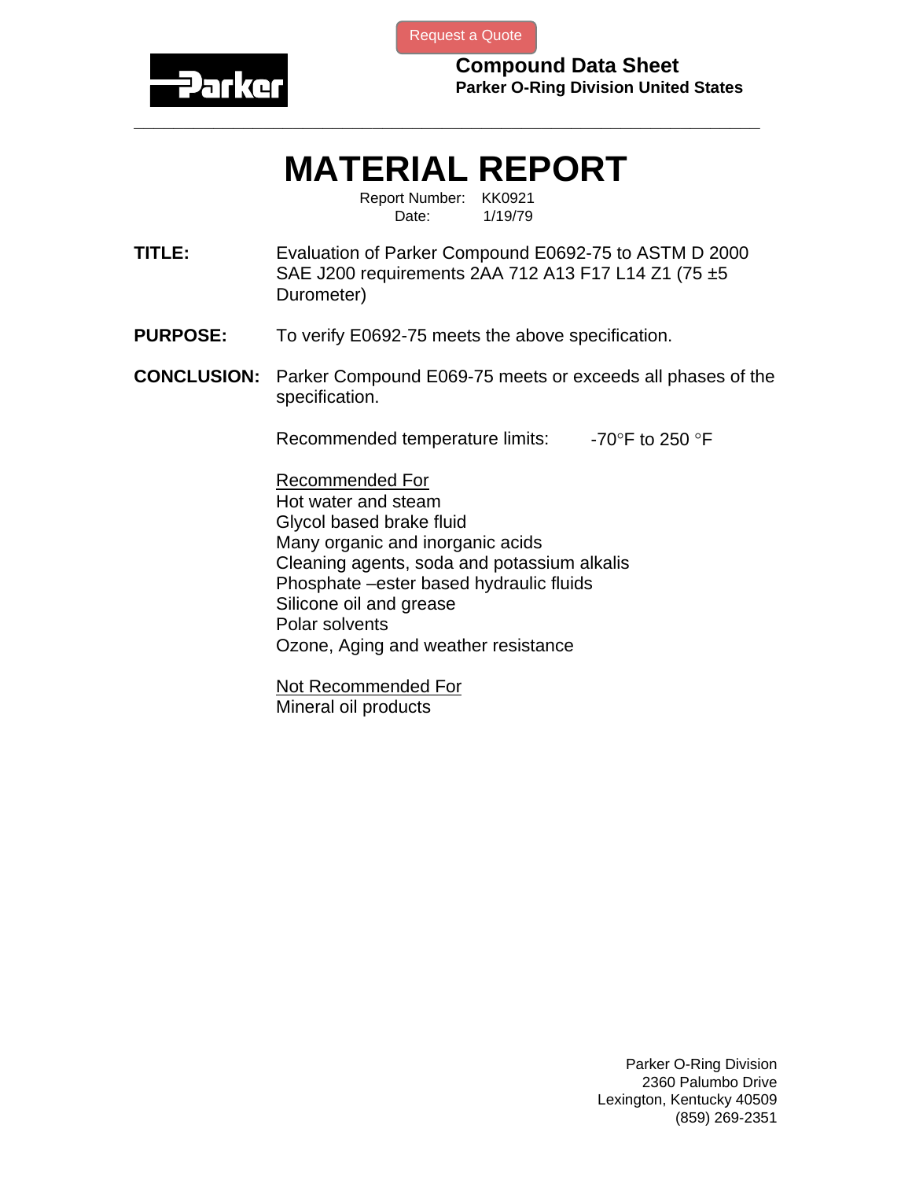Request a Quote

**Parker**

**Compound Data Sheet**
**Parker O-Ring Division United States**

---

# MATERIAL REPORT

Report Number: KK0921
Date: 1/19/79

**TITLE:** Evaluation of Parker Compound E0692-75 to ASTM D 2000 SAE J200 requirements 2AA 712 A13 F17 L14 Z1 (75 ±5 Durometer)

**PURPOSE:** To verify E0692-75 meets the above specification.

**CONCLUSION:** Parker Compound E069-75 meets or exceeds all phases of the specification.

Recommended temperature limits: -70°F to 250 °F

<u>Recommended For</u>
Hot water and steam
Glycol based brake fluid
Many organic and inorganic acids
Cleaning agents, soda and potassium alkalis
Phosphate –ester based hydraulic fluids
Silicone oil and grease
Polar solvents
Ozone, Aging and weather resistance

<u>Not Recommended For</u>
Mineral oil products

Parker O-Ring Division
2360 Palumbo Drive
Lexington, Kentucky 40509
(859) 269-2351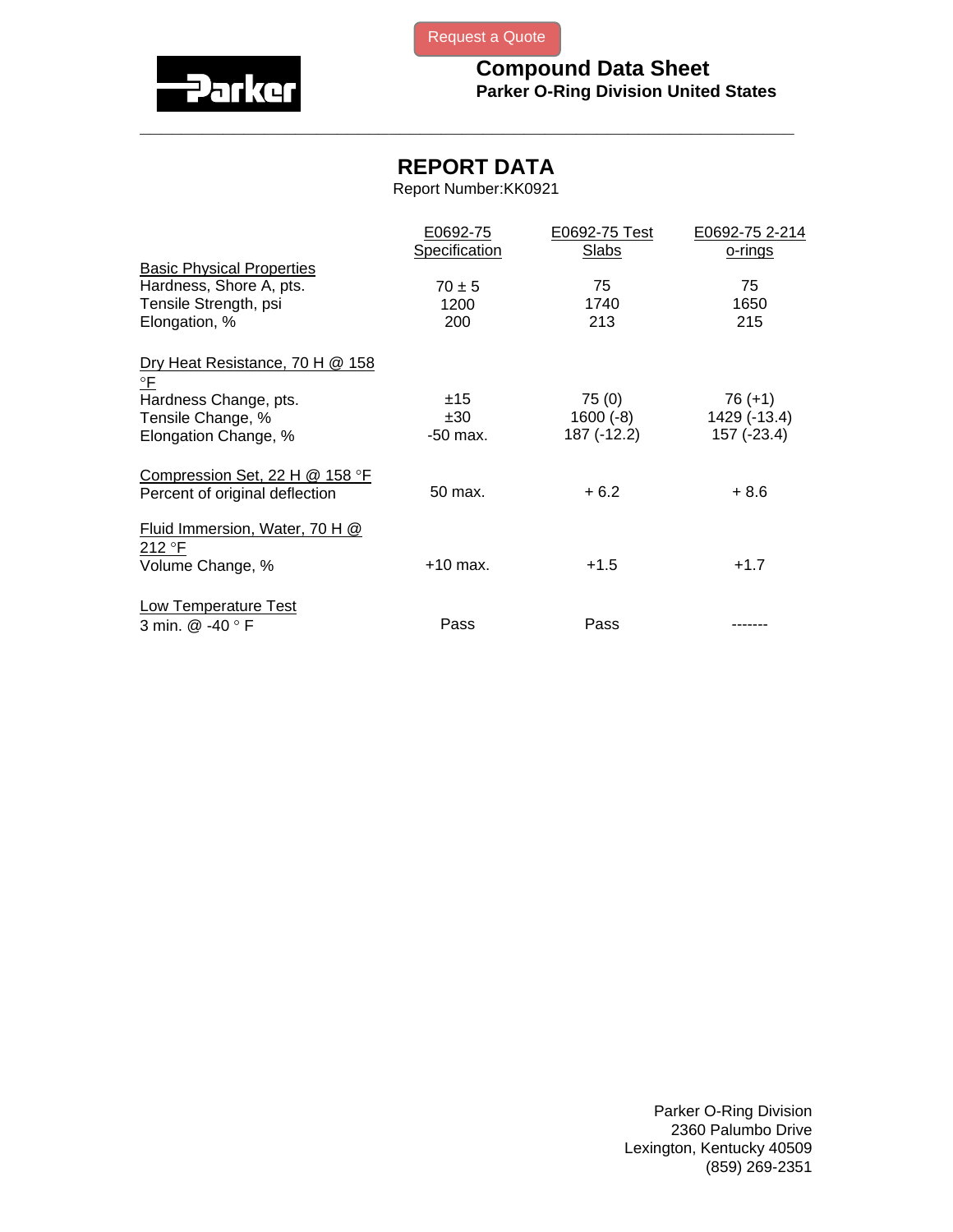Request a Quote

# Compound Data Sheet

**Parker O-Ring Division United States**

## REPORT DATA

Report Number:KK0921

| | E0692-75 Specification | E0692-75 Test Slabs | E0692-75 2-214 o-rings |
|---|---|---|---|
| Basic Physical Properties | | | |
| Hardness, Shore A, pts. | 70 ± 5 | 75 | 75 |
| Tensile Strength, psi | 1200 | 1740 | 1650 |
| Elongation, % | 200 | 213 | 215 |
| Dry Heat Resistance, 70 H @ 158 °F | | | |
| Hardness Change, pts. | ±15 | 75 (0) | 76 (+1) |
| Tensile Change, % | ±30 | 1600 (-8) | 1429 (-13.4) |
| Elongation Change, % | -50 max. | 187 (-12.2) | 157 (-23.4) |
| Compression Set, 22 H @ 158 °F | | | |
| Percent of original deflection | 50 max. | + 6.2 | + 8.6 |
| Fluid Immersion, Water, 70 H @ 212 °F | | | |
| Volume Change, % | +10 max. | +1.5 | +1.7 |
| Low Temperature Test | | | |
| 3 min. @ -40 ° F | Pass | Pass | ------- |

Parker O-Ring Division
2360 Palumbo Drive
Lexington, Kentucky 40509
(859) 269-2351